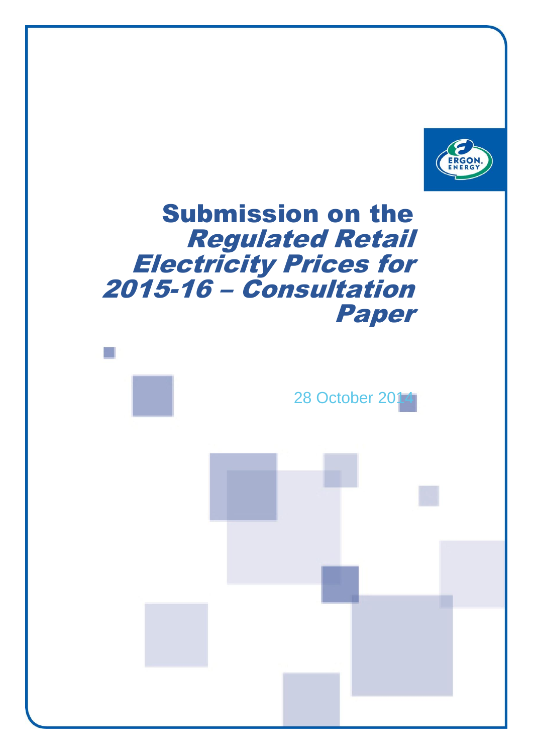# Submission on the *Regulated Retail Electricity Prices for 2015-16 – Consultation Paper*

28 October 2014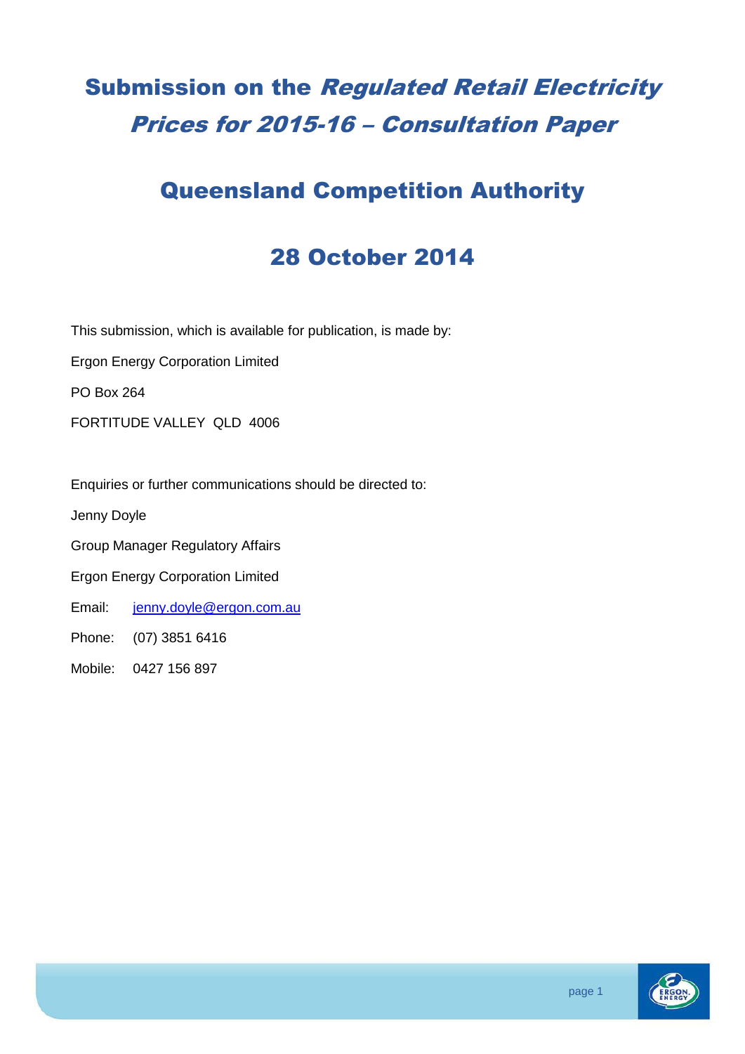# Submission on the *Regulated Retail Electricity Prices for 2015-16 – Consultation Paper*

## Queensland Competition Authority

## 28 October 2014

This submission, which is available for publication, is made by:

Ergon Energy Corporation Limited

PO Box 264

FORTITUDE VALLEY QLD 4006

Enquiries or further communications should be directed to:

Jenny Doyle

Group Manager Regulatory Affairs

Ergon Energy Corporation Limited

Email: jenny.doyle@ergon.com.au

Phone: (07) 3851 6416

Mobile: 0427 156 897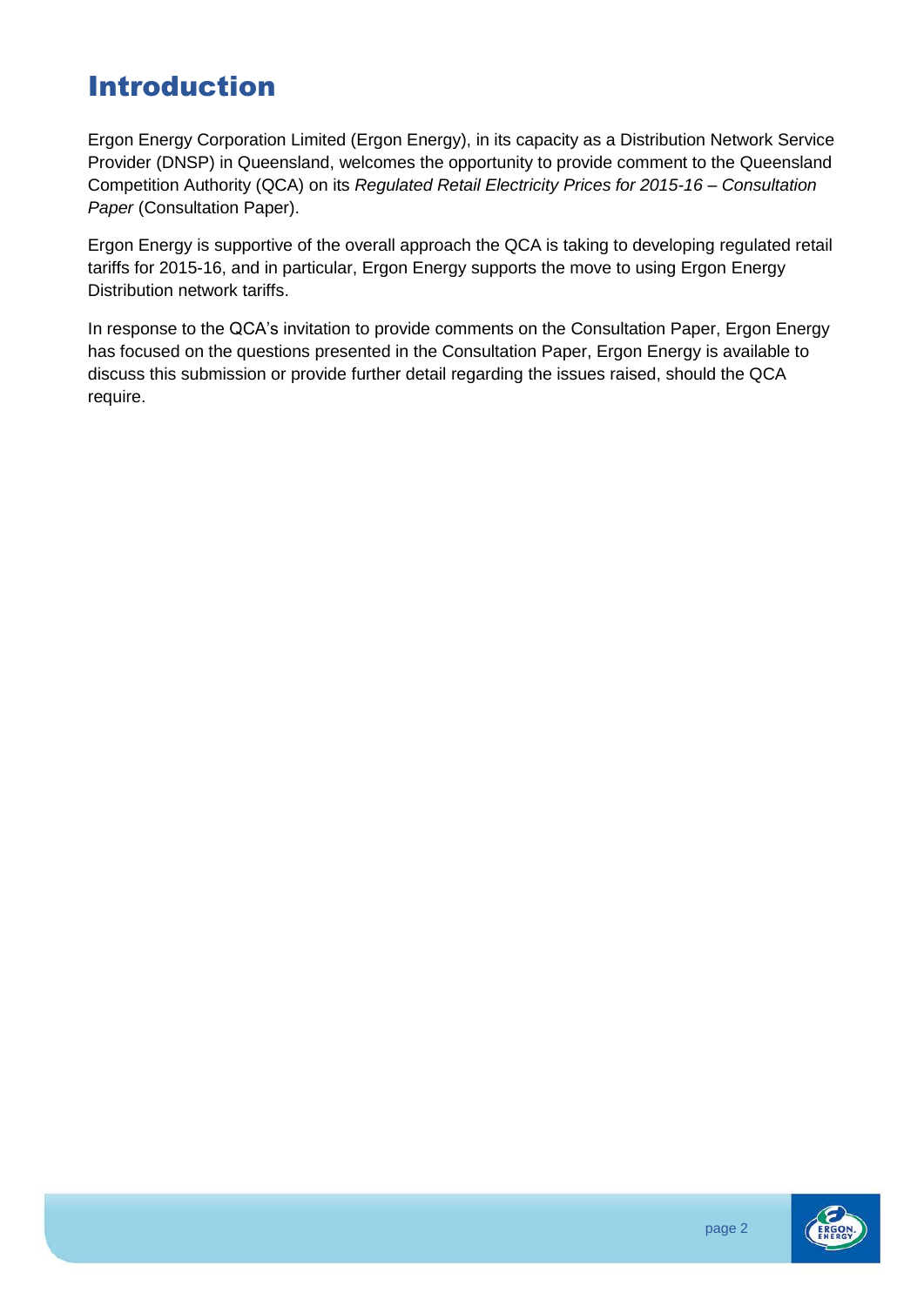# Introduction

Ergon Energy Corporation Limited (Ergon Energy), in its capacity as a Distribution Network Service Provider (DNSP) in Queensland, welcomes the opportunity to provide comment to the Queensland Competition Authority (QCA) on its *Regulated Retail Electricity Prices for 2015-16 – Consultation Paper* (Consultation Paper).

Ergon Energy is supportive of the overall approach the QCA is taking to developing regulated retail tariffs for 2015-16, and in particular, Ergon Energy supports the move to using Ergon Energy Distribution network tariffs.

In response to the QCA's invitation to provide comments on the Consultation Paper, Ergon Energy has focused on the questions presented in the Consultation Paper, Ergon Energy is available to discuss this submission or provide further detail regarding the issues raised, should the QCA require.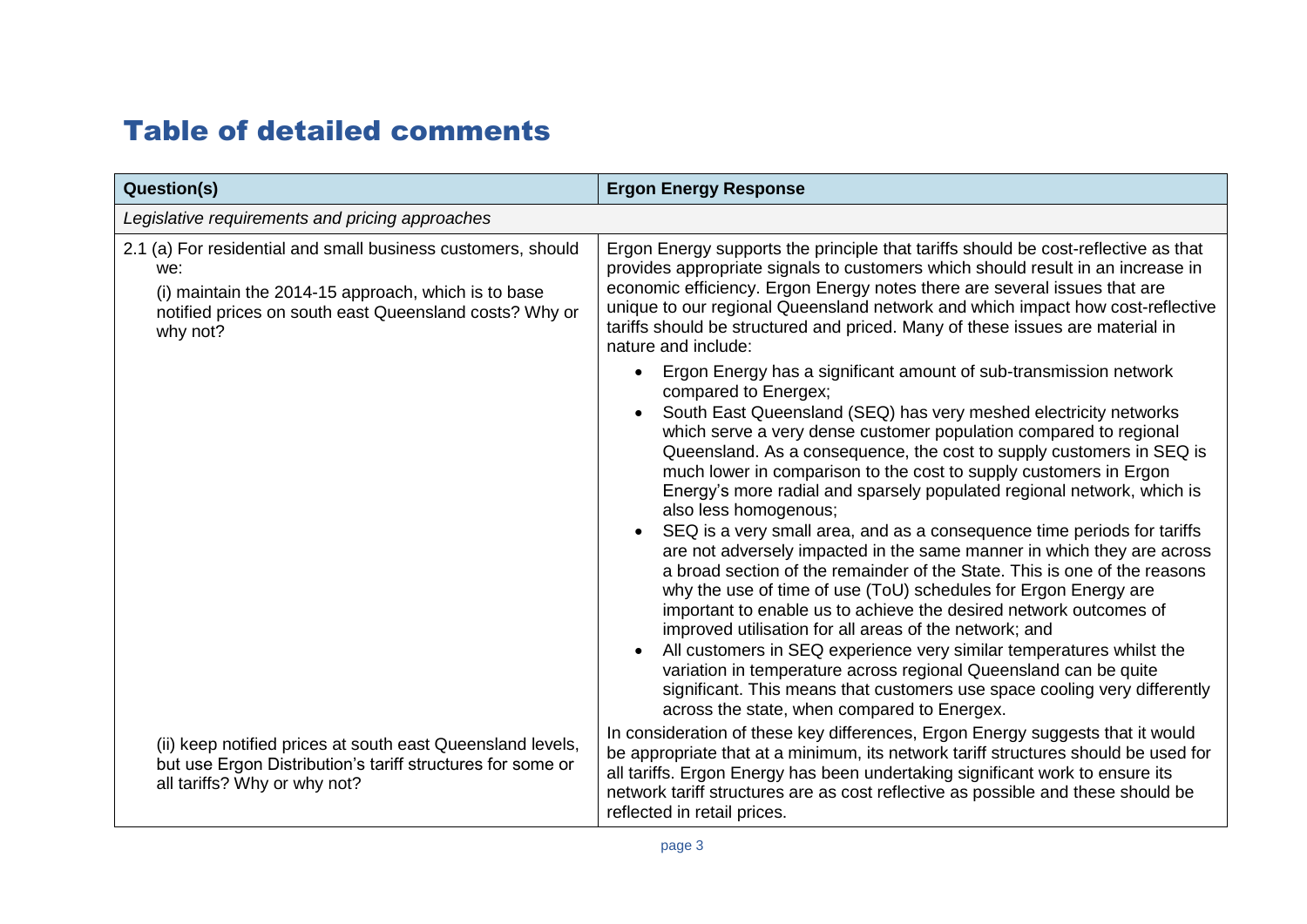# Table of detailed comments

| Question(s) | Ergon Energy Response |
|---|---|
| *Legislative requirements and pricing approaches* | |
| 2.1 (a) For residential and small business customers, should we:<br>(i) maintain the 2014-15 approach, which is to base notified prices on south east Queensland costs? Why or why not?<br><br>(ii) keep notified prices at south east Queensland levels, but use Ergon Distribution's tariff structures for some or all tariffs? Why or why not? | Ergon Energy supports the principle that tariffs should be cost-reflective as that provides appropriate signals to customers which should result in an increase in economic efficiency. Ergon Energy notes there are several issues that are unique to our regional Queensland network and which impact how cost-reflective tariffs should be structured and priced. Many of these issues are material in nature and include:<br>• Ergon Energy has a significant amount of sub-transmission network compared to Energex;<br>• South East Queensland (SEQ) has very meshed electricity networks which serve a very dense customer population compared to regional Queensland. As a consequence, the cost to supply customers in SEQ is much lower in comparison to the cost to supply customers in Ergon Energy's more radial and sparsely populated regional network, which is also less homogenous;<br>• SEQ is a very small area, and as a consequence time periods for tariffs are not adversely impacted in the same manner in which they are across a broad section of the remainder of the State. This is one of the reasons why the use of time of use (ToU) schedules for Ergon Energy are important to enable us to achieve the desired network outcomes of improved utilisation for all areas of the network; and<br>• All customers in SEQ experience very similar temperatures whilst the variation in temperature across regional Queensland can be quite significant. This means that customers use space cooling very differently across the state, when compared to Energex.<br><br>In consideration of these key differences, Ergon Energy suggests that it would be appropriate that at a minimum, its network tariff structures should be used for all tariffs. Ergon Energy has been undertaking significant work to ensure its network tariff structures are as cost reflective as possible and these should be reflected in retail prices. |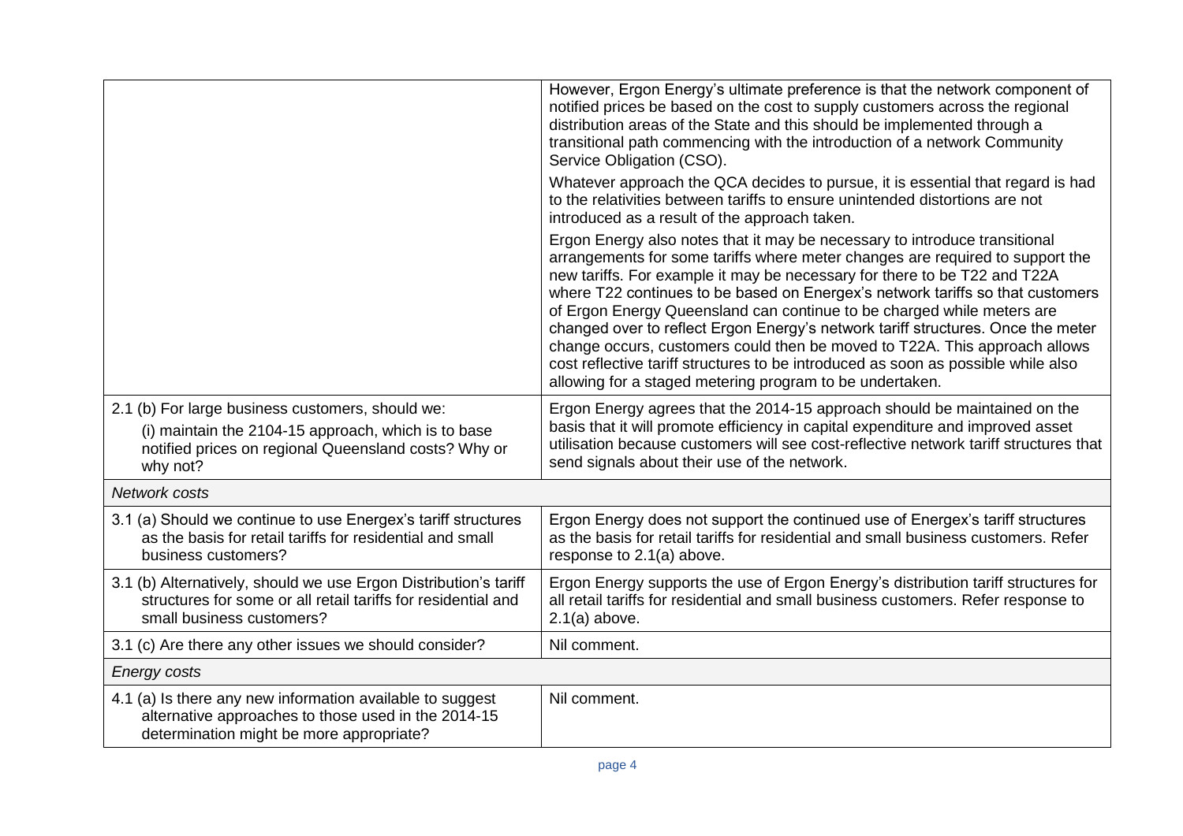| | |
|---|---|
| | However, Ergon Energy's ultimate preference is that the network component of notified prices be based on the cost to supply customers across the regional distribution areas of the State and this should be implemented through a transitional path commencing with the introduction of a network Community Service Obligation (CSO).<br><br>Whatever approach the QCA decides to pursue, it is essential that regard is had to the relativities between tariffs to ensure unintended distortions are not introduced as a result of the approach taken.<br><br>Ergon Energy also notes that it may be necessary to introduce transitional arrangements for some tariffs where meter changes are required to support the new tariffs. For example it may be necessary for there to be T22 and T22A where T22 continues to be based on Energex's network tariffs so that customers of Ergon Energy Queensland can continue to be charged while meters are changed over to reflect Ergon Energy's network tariff structures. Once the meter change occurs, customers could then be moved to T22A. This approach allows cost reflective tariff structures to be introduced as soon as possible while also allowing for a staged metering program to be undertaken. |
| 2.1 (b) For large business customers, should we:<br><br>(i) maintain the 2104-15 approach, which is to base notified prices on regional Queensland costs? Why or why not? | Ergon Energy agrees that the 2014-15 approach should be maintained on the basis that it will promote efficiency in capital expenditure and improved asset utilisation because customers will see cost-reflective network tariff structures that send signals about their use of the network. |
| *Network costs* | |
| 3.1 (a) Should we continue to use Energex's tariff structures as the basis for retail tariffs for residential and small business customers? | Ergon Energy does not support the continued use of Energex's tariff structures as the basis for retail tariffs for residential and small business customers. Refer response to 2.1(a) above. |
| 3.1 (b) Alternatively, should we use Ergon Distribution's tariff structures for some or all retail tariffs for residential and small business customers? | Ergon Energy supports the use of Ergon Energy's distribution tariff structures for all retail tariffs for residential and small business customers. Refer response to 2.1(a) above. |
| 3.1 (c) Are there any other issues we should consider? | Nil comment. |
| *Energy costs* | |
| 4.1 (a) Is there any new information available to suggest alternative approaches to those used in the 2014-15 determination might be more appropriate? | Nil comment. |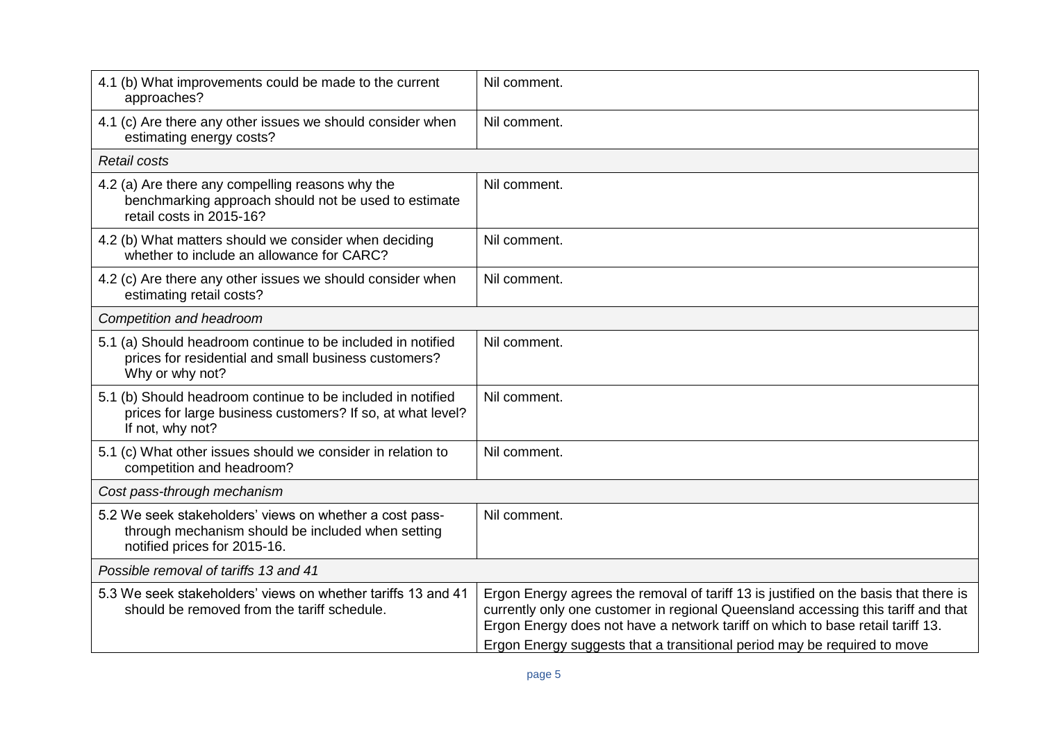| | |
|---|---|
| 4.1 (b) What improvements could be made to the current approaches? | Nil comment. |
| 4.1 (c) Are there any other issues we should consider when estimating energy costs? | Nil comment. |
| *Retail costs* | |
| 4.2 (a) Are there any compelling reasons why the benchmarking approach should not be used to estimate retail costs in 2015-16? | Nil comment. |
| 4.2 (b) What matters should we consider when deciding whether to include an allowance for CARC? | Nil comment. |
| 4.2 (c) Are there any other issues we should consider when estimating retail costs? | Nil comment. |
| *Competition and headroom* | |
| 5.1 (a) Should headroom continue to be included in notified prices for residential and small business customers? Why or why not? | Nil comment. |
| 5.1 (b) Should headroom continue to be included in notified prices for large business customers? If so, at what level? If not, why not? | Nil comment. |
| 5.1 (c) What other issues should we consider in relation to competition and headroom? | Nil comment. |
| *Cost pass-through mechanism* | |
| 5.2 We seek stakeholders' views on whether a cost pass-through mechanism should be included when setting notified prices for 2015-16. | Nil comment. |
| *Possible removal of tariffs 13 and 41* | |
| 5.3 We seek stakeholders' views on whether tariffs 13 and 41 should be removed from the tariff schedule. | Ergon Energy agrees the removal of tariff 13 is justified on the basis that there is currently only one customer in regional Queensland accessing this tariff and that Ergon Energy does not have a network tariff on which to base retail tariff 13.<br>Ergon Energy suggests that a transitional period may be required to move |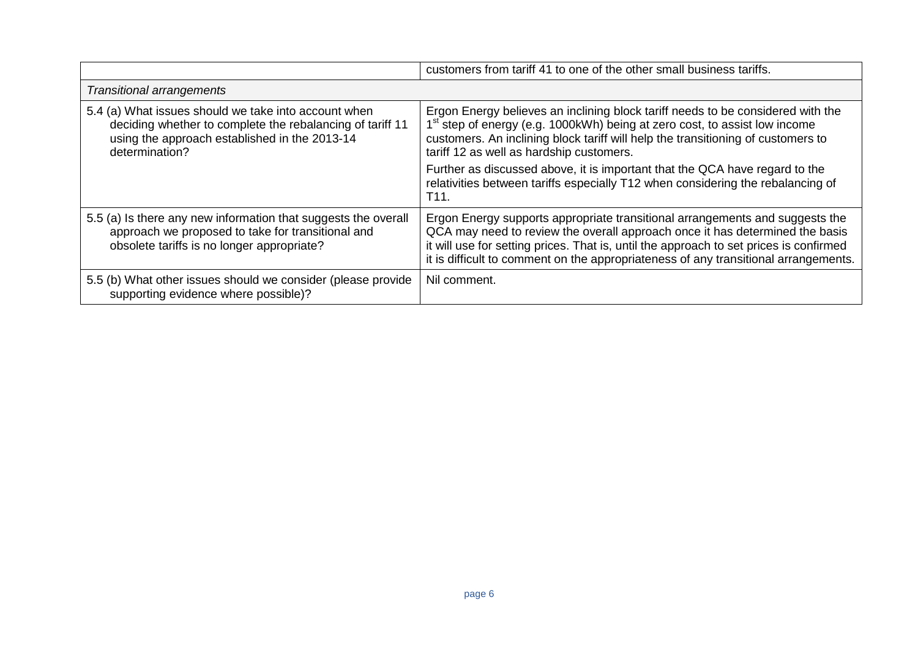| | |
|---|---|
| | customers from tariff 41 to one of the other small business tariffs. |
| *Transitional arrangements* | |
| 5.4 (a) What issues should we take into account when deciding whether to complete the rebalancing of tariff 11 using the approach established in the 2013-14 determination? | Ergon Energy believes an inclining block tariff needs to be considered with the 1st step of energy (e.g. 1000kWh) being at zero cost, to assist low income customers. An inclining block tariff will help the transitioning of customers to tariff 12 as well as hardship customers.<br><br>Further as discussed above, it is important that the QCA have regard to the relativities between tariffs especially T12 when considering the rebalancing of T11. |
| 5.5 (a) Is there any new information that suggests the overall approach we proposed to take for transitional and obsolete tariffs is no longer appropriate? | Ergon Energy supports appropriate transitional arrangements and suggests the QCA may need to review the overall approach once it has determined the basis it will use for setting prices. That is, until the approach to set prices is confirmed it is difficult to comment on the appropriateness of any transitional arrangements. |
| 5.5 (b) What other issues should we consider (please provide supporting evidence where possible)? | Nil comment. |